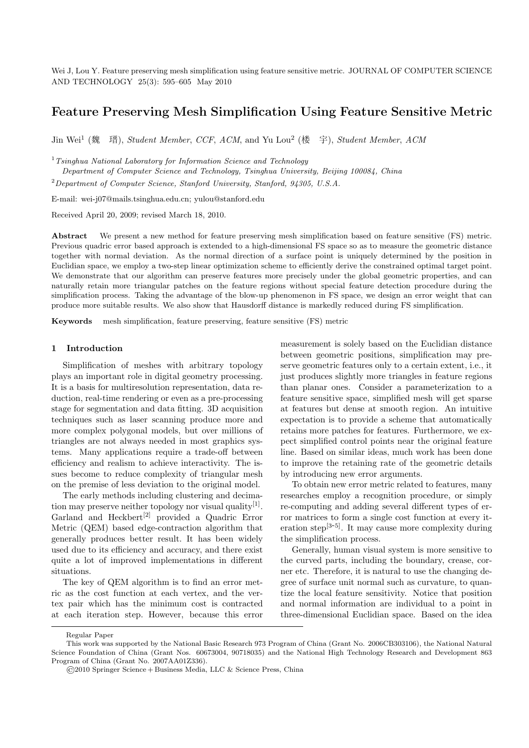Wei J, Lou Y. Feature preserving mesh simplification using feature sensitive metric. JOURNAL OF COMPUTER SCIENCE AND TECHNOLOGY 25(3): 595–605 May 2010

# Feature Preserving Mesh Simplification Using Feature Sensitive Metric

Jin Wei[1] (魏　瑨), *Student Member*, *CCF*, *ACM*, and Yu Lou[2] (楼　宇), *Student Member*, *ACM*

[1] *Tsinghua National Laboratory for Information Science and Technology*
*Department of Computer Science and Technology, Tsinghua University, Beijing 100084, China*

[2] *Department of Computer Science, Stanford University, Stanford, 94305, U.S.A.*

E-mail: wei-j07@mails.tsinghua.edu.cn; yulou@stanford.edu

Received April 20, 2009; revised March 18, 2010.

**Abstract** We present a new method for feature preserving mesh simplification based on feature sensitive (FS) metric. Previous quadric error based approach is extended to a high-dimensional FS space so as to measure the geometric distance together with normal deviation. As the normal direction of a surface point is uniquely determined by the position in Euclidian space, we employ a two-step linear optimization scheme to efficiently derive the constrained optimal target point. We demonstrate that our algorithm can preserve features more precisely under the global geometric properties, and can naturally retain more triangular patches on the feature regions without special feature detection procedure during the simplification process. Taking the advantage of the blow-up phenomenon in FS space, we design an error weight that can produce more suitable results. We also show that Hausdorff distance is markedly reduced during FS simplification.

**Keywords** mesh simplification, feature preserving, feature sensitive (FS) metric

## 1 Introduction

Simplification of meshes with arbitrary topology plays an important role in digital geometry processing. It is a basis for multiresolution representation, data reduction, real-time rendering or even as a pre-processing stage for segmentation and data fitting. 3D acquisition techniques such as laser scanning produce more and more complex polygonal models, but over millions of triangles are not always needed in most graphics systems. Many applications require a trade-off between efficiency and realism to achieve interactivity. The issues become to reduce complexity of triangular mesh on the premise of less deviation to the original model.

The early methods including clustering and decimation may preserve neither topology nor visual quality[1]. Garland and Heckbert[2] provided a Quadric Error Metric (QEM) based edge-contraction algorithm that generally produces better result. It has been widely used due to its efficiency and accuracy, and there exist quite a lot of improved implementations in different situations.

The key of QEM algorithm is to find an error metric as the cost function at each vertex, and the vertex pair which has the minimum cost is contracted at each iteration step. However, because this error measurement is solely based on the Euclidian distance between geometric positions, simplification may preserve geometric features only to a certain extent, i.e., it just produces slightly more triangles in feature regions than planar ones. Consider a parameterization to a feature sensitive space, simplified mesh will get sparse at features but dense at smooth region. An intuitive expectation is to provide a scheme that automatically retains more patches for features. Furthermore, we expect simplified control points near the original feature line. Based on similar ideas, much work has been done to improve the retaining rate of the geometric details by introducing new error arguments.

To obtain new error metric related to features, many researches employ a recognition procedure, or simply re-computing and adding several different types of error matrices to form a single cost function at every iteration step[3-5]. It may cause more complexity during the simplification process.

Generally, human visual system is more sensitive to the curved parts, including the boundary, crease, corner etc. Therefore, it is natural to use the changing degree of surface unit normal such as curvature, to quantize the local feature sensitivity. Notice that position and normal information are individual to a point in three-dimensional Euclidian space. Based on the idea

---

Regular Paper

This work was supported by the National Basic Research 973 Program of China (Grant No. 2006CB303106), the National Natural Science Foundation of China (Grant Nos. 60673004, 90718035) and the National High Technology Research and Development 863 Program of China (Grant No. 2007AA01Z336).

©2010 Springer Science + Business Media, LLC & Science Press, China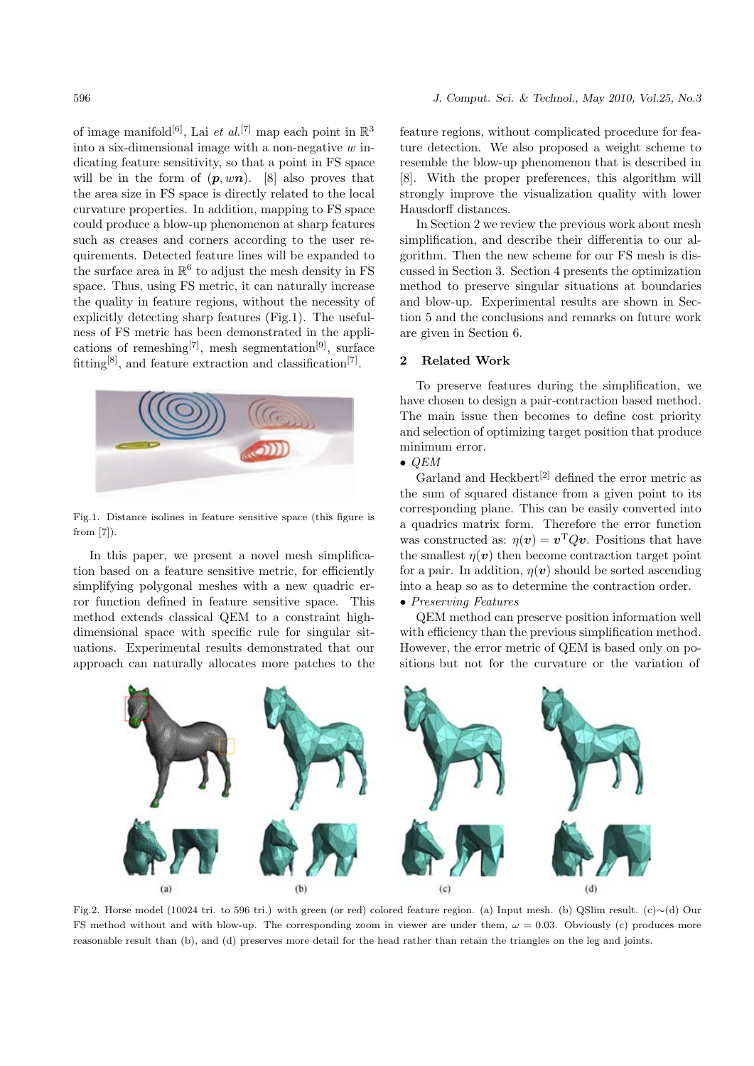of image manifold[6], Lai *et al.*[7] map each point in $\mathbb{R}^3$ into a six-dimensional image with a non-negative $w$ indicating feature sensitivity, so that a point in FS space will be in the form of $(\boldsymbol{p}, w\boldsymbol{n})$. [8] also proves that the area size in FS space is directly related to the local curvature properties. In addition, mapping to FS space could produce a blow-up phenomenon at sharp features such as creases and corners according to the user requirements. Detected feature lines will be expanded to the surface area in $\mathbb{R}^6$ to adjust the mesh density in FS space. Thus, using FS metric, it can naturally increase the quality in feature regions, without the necessity of explicitly detecting sharp features (Fig.1). The usefulness of FS metric has been demonstrated in the applications of remeshing[7], mesh segmentation[9], surface fitting[8], and feature extraction and classification[7].

Fig.1. Distance isolines in feature sensitive space (this figure is from [7]).

In this paper, we present a novel mesh simplification based on a feature sensitive metric, for efficiently simplifying polygonal meshes with a new quadric error function defined in feature sensitive space. This method extends classical QEM to a constraint high-dimensional space with specific rule for singular situations. Experimental results demonstrated that our approach can naturally allocates more patches to the feature regions, without complicated procedure for feature detection. We also proposed a weight scheme to resemble the blow-up phenomenon that is described in [8]. With the proper preferences, this algorithm will strongly improve the visualization quality with lower Hausdorff distances.

In Section 2 we review the previous work about mesh simplification, and describe their differentia to our algorithm. Then the new scheme for our FS mesh is discussed in Section 3. Section 4 presents the optimization method to preserve singular situations at boundaries and blow-up. Experimental results are shown in Section 5 and the conclusions and remarks on future work are given in Section 6.

## 2 Related Work

To preserve features during the simplification, we have chosen to design a pair-contraction based method. The main issue then becomes to define cost priority and selection of optimizing target position that produce minimum error.

- *QEM*

Garland and Heckbert[2] defined the error metric as the sum of squared distance from a given point to its corresponding plane. This can be easily converted into a quadrics matrix form. Therefore the error function was constructed as: $\eta(\boldsymbol{v}) = \boldsymbol{v}^{\mathrm{T}} Q \boldsymbol{v}$. Positions that have the smallest $\eta(\boldsymbol{v})$ then become contraction target point for a pair. In addition, $\eta(\boldsymbol{v})$ should be sorted ascending into a heap so as to determine the contraction order.

- *Preserving Features*

QEM method can preserve position information well with efficiency than the previous simplification method. However, the error metric of QEM is based only on positions but not for the curvature or the variation of

Fig.2. Horse model (10024 tri. to 596 tri.) with green (or red) colored feature region. (a) Input mesh. (b) QSlim result. (c)∼(d) Our FS method without and with blow-up. The corresponding zoom in viewer are under them, $\omega = 0.03$. Obviously (c) produces more reasonable result than (b), and (d) preserves more detail for the head rather than retain the triangles on the leg and joints.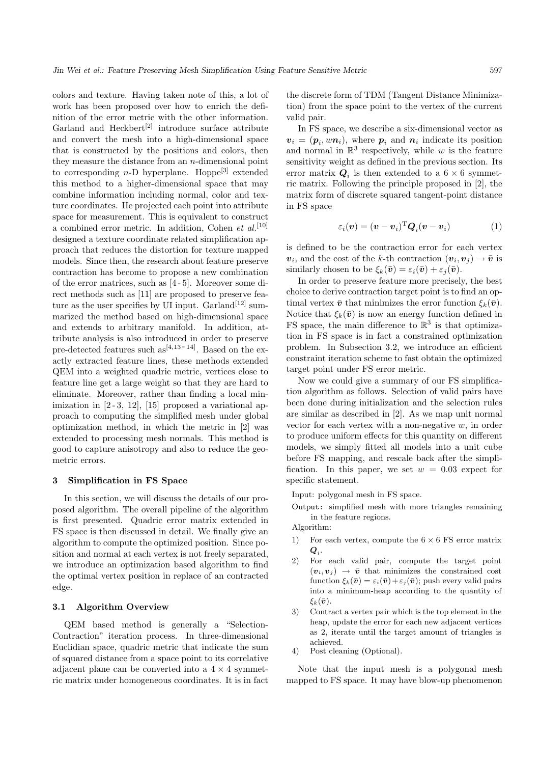colors and texture. Having taken note of this, a lot of work has been proposed over how to enrich the definition of the error metric with the other information. Garland and Heckbert[2] introduce surface attribute and convert the mesh into a high-dimensional space that is constructed by the positions and colors, then they measure the distance from an $n$-dimensional point to corresponding $n$-D hyperplane. Hoppe[3] extended this method to a higher-dimensional space that may combine information including normal, color and texture coordinates. He projected each point into attribute space for measurement. This is equivalent to construct a combined error metric. In addition, Cohen *et al.*[10] designed a texture coordinate related simplification approach that reduces the distortion for texture mapped models. Since then, the research about feature preserve contraction has become to propose a new combination of the error matrices, such as [4-5]. Moreover some direct methods such as [11] are proposed to preserve feature as the user specifies by UI input. Garland[12] summarized the method based on high-dimensional space and extends to arbitrary manifold. In addition, attribute analysis is also introduced in order to preserve pre-detected features such as[4,13-14]. Based on the exactly extracted feature lines, these methods extended QEM into a weighted quadric metric, vertices close to feature line get a large weight so that they are hard to eliminate. Moreover, rather than finding a local minimization in [2-3, 12], [15] proposed a variational approach to computing the simplified mesh under global optimization method, in which the metric in [2] was extended to processing mesh normals. This method is good to capture anisotropy and also to reduce the geometric errors.

## 3 Simplification in FS Space

In this section, we will discuss the details of our proposed algorithm. The overall pipeline of the algorithm is first presented. Quadric error matrix extended in FS space is then discussed in detail. We finally give an algorithm to compute the optimized position. Since position and normal at each vertex is not freely separated, we introduce an optimization based algorithm to find the optimal vertex position in replace of an contracted edge.

### 3.1 Algorithm Overview

QEM based method is generally a "Selection-Contraction" iteration process. In three-dimensional Euclidian space, quadric metric that indicate the sum of squared distance from a space point to its correlative adjacent plane can be converted into a $4 \times 4$ symmetric matrix under homogeneous coordinates. It is in fact the discrete form of TDM (Tangent Distance Minimization) from the space point to the vertex of the current valid pair.

In FS space, we describe a six-dimensional vector as $\boldsymbol{v}_i = (\boldsymbol{p}_i, w\boldsymbol{n}_i)$, where $\boldsymbol{p}_i$ and $\boldsymbol{n}_i$ indicate its position and normal in $\mathbb{R}^3$ respectively, while $w$ is the feature sensitivity weight as defined in the previous section. Its error matrix $\boldsymbol{Q}_i$ is then extended to a $6 \times 6$ symmetric matrix. Following the principle proposed in [2], the matrix form of discrete squared tangent-point distance in FS space

$$\varepsilon_i(\boldsymbol{v}) = (\boldsymbol{v} - \boldsymbol{v}_i)^{\mathrm{T}} \boldsymbol{Q}_i (\boldsymbol{v} - \boldsymbol{v}_i) \tag{1}$$

is defined to be the contraction error for each vertex $\boldsymbol{v}_i$, and the cost of the $k$-th contraction $(\boldsymbol{v}_i, \boldsymbol{v}_j) \rightarrow \bar{\boldsymbol{v}}$ is similarly chosen to be $\xi_k(\bar{\boldsymbol{v}}) = \varepsilon_i(\bar{\boldsymbol{v}}) + \varepsilon_j(\bar{\boldsymbol{v}})$.

In order to preserve feature more precisely, the best choice to derive contraction target point is to find an optimal vertex $\bar{\boldsymbol{v}}$ that minimizes the error function $\xi_k(\bar{\boldsymbol{v}})$. Notice that $\xi_k(\bar{\boldsymbol{v}})$ is now an energy function defined in FS space, the main difference to $\mathbb{R}^3$ is that optimization in FS space is in fact a constrained optimization problem. In Subsection 3.2, we introduce an efficient constraint iteration scheme to fast obtain the optimized target point under FS error metric.

Now we could give a summary of our FS simplification algorithm as follows. Selection of valid pairs have been done during initialization and the selection rules are similar as described in [2]. As we map unit normal vector for each vertex with a non-negative $w$, in order to produce uniform effects for this quantity on different models, we simply fitted all models into a unit cube before FS mapping, and rescale back after the simplification. In this paper, we set $w = 0.03$ expect for specific statement.

Input: polygonal mesh in FS space.

Output: simplified mesh with more triangles remaining in the feature regions.

Algorithm:

1) For each vertex, compute the $6 \times 6$ FS error matrix $\boldsymbol{Q}_i$.
2) For each valid pair, compute the target point $(\boldsymbol{v}_i, \boldsymbol{v}_j) \rightarrow \bar{\boldsymbol{v}}$ that minimizes the constrained cost function $\xi_k(\bar{\boldsymbol{v}}) = \varepsilon_i(\bar{\boldsymbol{v}}) + \varepsilon_j(\bar{\boldsymbol{v}})$; push every valid pairs into a minimum-heap according to the quantity of $\xi_k(\bar{\boldsymbol{v}})$.
3) Contract a vertex pair which is the top element in the heap, update the error for each new adjacent vertices as 2, iterate until the target amount of triangles is achieved.
4) Post cleaning (Optional).

Note that the input mesh is a polygonal mesh mapped to FS space. It may have blow-up phenomenon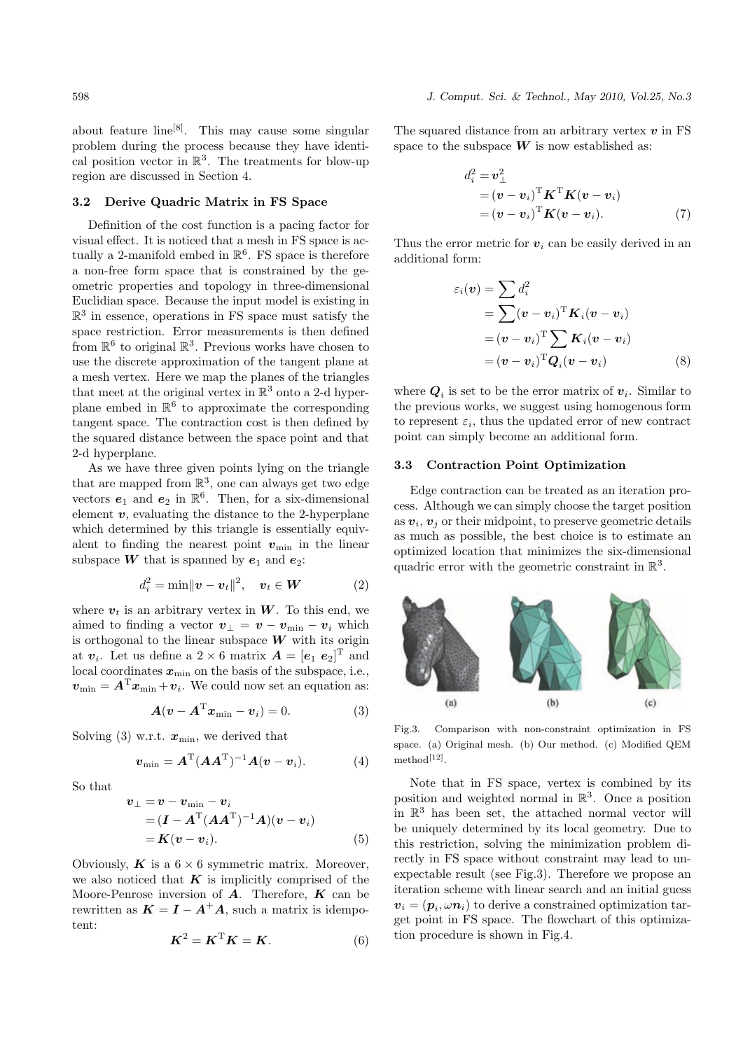about feature line[8]. This may cause some singular problem during the process because they have identical position vector in $\mathbb{R}^3$. The treatments for blow-up region are discussed in Section 4.

### 3.2 Derive Quadric Matrix in FS Space

Definition of the cost function is a pacing factor for visual effect. It is noticed that a mesh in FS space is actually a 2-manifold embed in $\mathbb{R}^6$. FS space is therefore a non-free form space that is constrained by the geometric properties and topology in three-dimensional Euclidian space. Because the input model is existing in $\mathbb{R}^3$ in essence, operations in FS space must satisfy the space restriction. Error measurements is then defined from $\mathbb{R}^6$ to original $\mathbb{R}^3$. Previous works have chosen to use the discrete approximation of the tangent plane at a mesh vertex. Here we map the planes of the triangles that meet at the original vertex in $\mathbb{R}^3$ onto a 2-d hyperplane embed in $\mathbb{R}^6$ to approximate the corresponding tangent space. The contraction cost is then defined by the squared distance between the space point and that 2-d hyperplane.

As we have three given points lying on the triangle that are mapped from $\mathbb{R}^3$, one can always get two edge vectors $\boldsymbol{e}_1$ and $\boldsymbol{e}_2$ in $\mathbb{R}^6$. Then, for a six-dimensional element $\boldsymbol{v}$, evaluating the distance to the 2-hyperplane which determined by this triangle is essentially equivalent to finding the nearest point $\boldsymbol{v}_{\min}$ in the linear subspace $\boldsymbol{W}$ that is spanned by $\boldsymbol{e}_1$ and $\boldsymbol{e}_2$:

$$d_i^2 = \min \|\boldsymbol{v} - \boldsymbol{v}_t\|^2, \quad \boldsymbol{v}_t \in \boldsymbol{W} \tag{2}$$

where $\boldsymbol{v}_t$ is an arbitrary vertex in $\boldsymbol{W}$. To this end, we aimed to finding a vector $\boldsymbol{v}_\perp = \boldsymbol{v} - \boldsymbol{v}_{\min} - \boldsymbol{v}_i$ which is orthogonal to the linear subspace $\boldsymbol{W}$ with its origin at $\boldsymbol{v}_i$. Let us define a $2 \times 6$ matrix $\boldsymbol{A} = [\boldsymbol{e}_1 \ \boldsymbol{e}_2]^{\mathrm{T}}$ and local coordinates $\boldsymbol{x}_{\min}$ on the basis of the subspace, i.e., $\boldsymbol{v}_{\min} = \boldsymbol{A}^{\mathrm{T}}\boldsymbol{x}_{\min} + \boldsymbol{v}_i$. We could now set an equation as:

$$\boldsymbol{A}(\boldsymbol{v} - \boldsymbol{A}^{\mathrm{T}}\boldsymbol{x}_{\min} - \boldsymbol{v}_i) = 0. \tag{3}$$

Solving (3) w.r.t. $\boldsymbol{x}_{\min}$, we derived that

$$\boldsymbol{v}_{\min} = \boldsymbol{A}^{\mathrm{T}}(\boldsymbol{A}\boldsymbol{A}^{\mathrm{T}})^{-1}\boldsymbol{A}(\boldsymbol{v} - \boldsymbol{v}_i). \tag{4}$$

So that

$$\begin{aligned}
\boldsymbol{v}_\perp &= \boldsymbol{v} - \boldsymbol{v}_{\min} - \boldsymbol{v}_i \\
&= (\boldsymbol{I} - \boldsymbol{A}^{\mathrm{T}}(\boldsymbol{A}\boldsymbol{A}^{\mathrm{T}})^{-1}\boldsymbol{A})(\boldsymbol{v} - \boldsymbol{v}_i) \\
&= \boldsymbol{K}(\boldsymbol{v} - \boldsymbol{v}_i).
\end{aligned} \tag{5}$$

Obviously, $\boldsymbol{K}$ is a $6 \times 6$ symmetric matrix. Moreover, we also noticed that $\boldsymbol{K}$ is implicitly comprised of the Moore-Penrose inversion of $\boldsymbol{A}$. Therefore, $\boldsymbol{K}$ can be rewritten as $\boldsymbol{K} = \boldsymbol{I} - \boldsymbol{A}^{+}\boldsymbol{A}$, such a matrix is idempotent:

$$\boldsymbol{K}^2 = \boldsymbol{K}^{\mathrm{T}}\boldsymbol{K} = \boldsymbol{K}. \tag{6}$$

The squared distance from an arbitrary vertex $\boldsymbol{v}$ in FS space to the subspace $\boldsymbol{W}$ is now established as:

$$\begin{aligned}
d_i^2 &= \boldsymbol{v}_\perp^2 \\
&= (\boldsymbol{v} - \boldsymbol{v}_i)^{\mathrm{T}}\boldsymbol{K}^{\mathrm{T}}\boldsymbol{K}(\boldsymbol{v} - \boldsymbol{v}_i) \\
&= (\boldsymbol{v} - \boldsymbol{v}_i)^{\mathrm{T}}\boldsymbol{K}(\boldsymbol{v} - \boldsymbol{v}_i).
\end{aligned} \tag{7}$$

Thus the error metric for $\boldsymbol{v}_i$ can be easily derived in an additional form:

$$\begin{aligned}
\varepsilon_i(\boldsymbol{v}) &= \sum d_i^2 \\
&= \sum (\boldsymbol{v} - \boldsymbol{v}_i)^{\mathrm{T}}\boldsymbol{K}_i(\boldsymbol{v} - \boldsymbol{v}_i) \\
&= (\boldsymbol{v} - \boldsymbol{v}_i)^{\mathrm{T}}\sum \boldsymbol{K}_i(\boldsymbol{v} - \boldsymbol{v}_i) \\
&= (\boldsymbol{v} - \boldsymbol{v}_i)^{\mathrm{T}}\boldsymbol{Q}_i(\boldsymbol{v} - \boldsymbol{v}_i)
\end{aligned} \tag{8}$$

where $\boldsymbol{Q}_i$ is set to be the error matrix of $\boldsymbol{v}_i$. Similar to the previous works, we suggest using homogenous form to represent $\varepsilon_i$, thus the updated error of new contract point can simply become an additional form.

### 3.3 Contraction Point Optimization

Edge contraction can be treated as an iteration process. Although we can simply choose the target position as $\boldsymbol{v}_i$, $\boldsymbol{v}_j$ or their midpoint, to preserve geometric details as much as possible, the best choice is to estimate an optimized location that minimizes the six-dimensional quadric error with the geometric constraint in $\mathbb{R}^3$.

Fig.3. Comparison with non-constraint optimization in FS space. (a) Original mesh. (b) Our method. (c) Modified QEM method[12].

Note that in FS space, vertex is combined by its position and weighted normal in $\mathbb{R}^3$. Once a position in $\mathbb{R}^3$ has been set, the attached normal vector will be uniquely determined by its local geometry. Due to this restriction, solving the minimization problem directly in FS space without constraint may lead to unexpectable result (see Fig.3). Therefore we propose an iteration scheme with linear search and an initial guess $\boldsymbol{v}_i = (\boldsymbol{p}_i, \omega\boldsymbol{n}_i)$ to derive a constrained optimization target point in FS space. The flowchart of this optimization procedure is shown in Fig.4.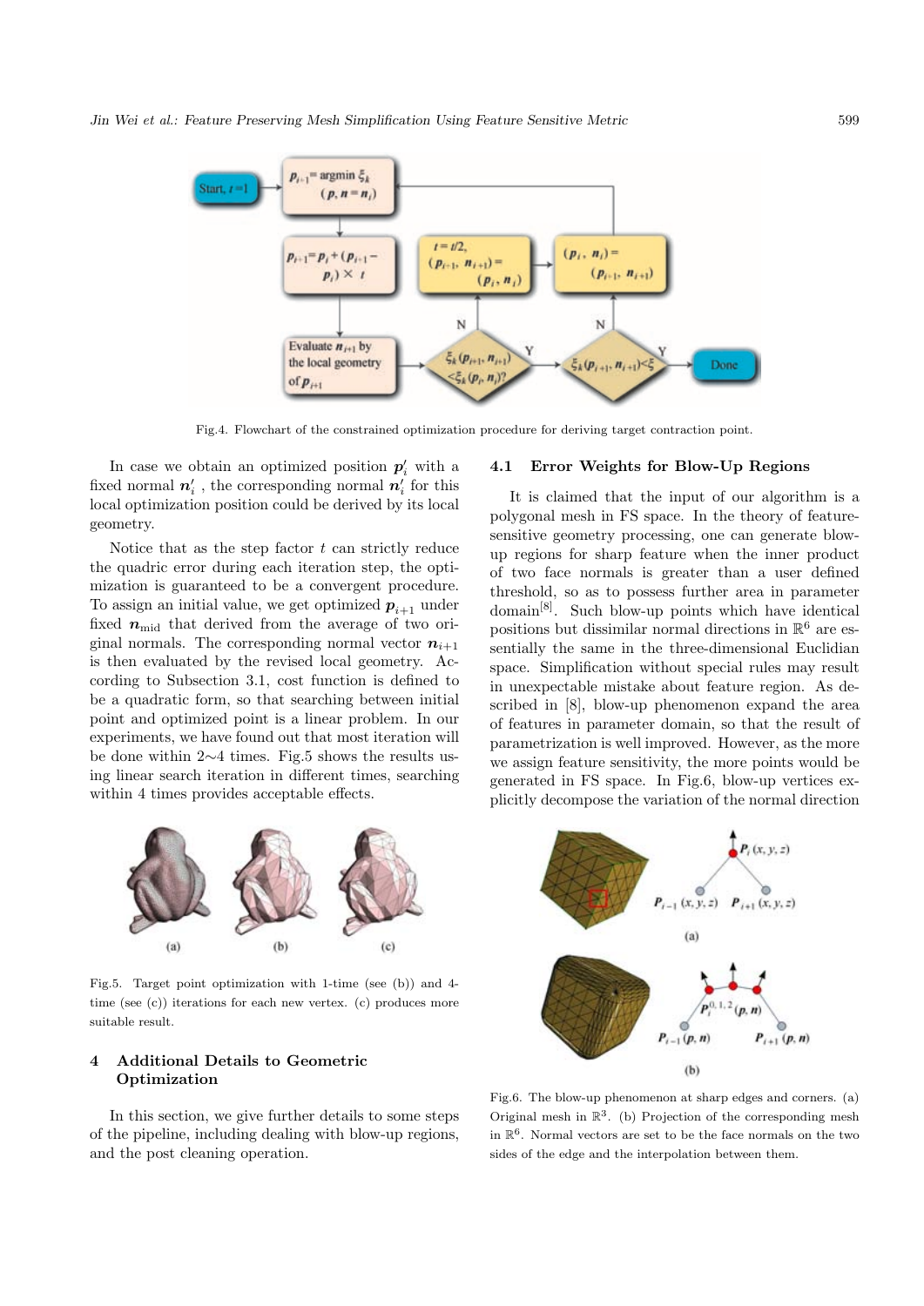Fig.4. Flowchart of the constrained optimization procedure for deriving target contraction point.

In case we obtain an optimized position $\boldsymbol{p}_i'$ with a fixed normal $\boldsymbol{n}_i'$ , the corresponding normal $\boldsymbol{n}_i'$ for this local optimization position could be derived by its local geometry.

Notice that as the step factor $t$ can strictly reduce the quadric error during each iteration step, the optimization is guaranteed to be a convergent procedure. To assign an initial value, we get optimized $\boldsymbol{p}_{i+1}$ under fixed $\boldsymbol{n}_{\mathrm{mid}}$ that derived from the average of two original normals. The corresponding normal vector $\boldsymbol{n}_{i+1}$ is then evaluated by the revised local geometry. According to Subsection 3.1, cost function is defined to be a quadratic form, so that searching between initial point and optimized point is a linear problem. In our experiments, we have found out that most iteration will be done within 2∼4 times. Fig.5 shows the results using linear search iteration in different times, searching within 4 times provides acceptable effects.

Fig.5. Target point optimization with 1-time (see (b)) and 4-time (see (c)) iterations for each new vertex. (c) produces more suitable result.

## 4 Additional Details to Geometric Optimization

In this section, we give further details to some steps of the pipeline, including dealing with blow-up regions, and the post cleaning operation.

### 4.1 Error Weights for Blow-Up Regions

It is claimed that the input of our algorithm is a polygonal mesh in FS space. In the theory of feature-sensitive geometry processing, one can generate blow-up regions for sharp feature when the inner product of two face normals is greater than a user defined threshold, so as to possess further area in parameter domain[8]. Such blow-up points which have identical positions but dissimilar normal directions in $\mathbb{R}^6$ are essentially the same in the three-dimensional Euclidian space. Simplification without special rules may result in unexpectable mistake about feature region. As described in [8], blow-up phenomenon expand the area of features in parameter domain, so that the result of parametrization is well improved. However, as the more we assign feature sensitivity, the more points would be generated in FS space. In Fig.6, blow-up vertices explicitly decompose the variation of the normal direction

Fig.6. The blow-up phenomenon at sharp edges and corners. (a) Original mesh in $\mathbb{R}^3$. (b) Projection of the corresponding mesh in $\mathbb{R}^6$. Normal vectors are set to be the face normals on the two sides of the edge and the interpolation between them.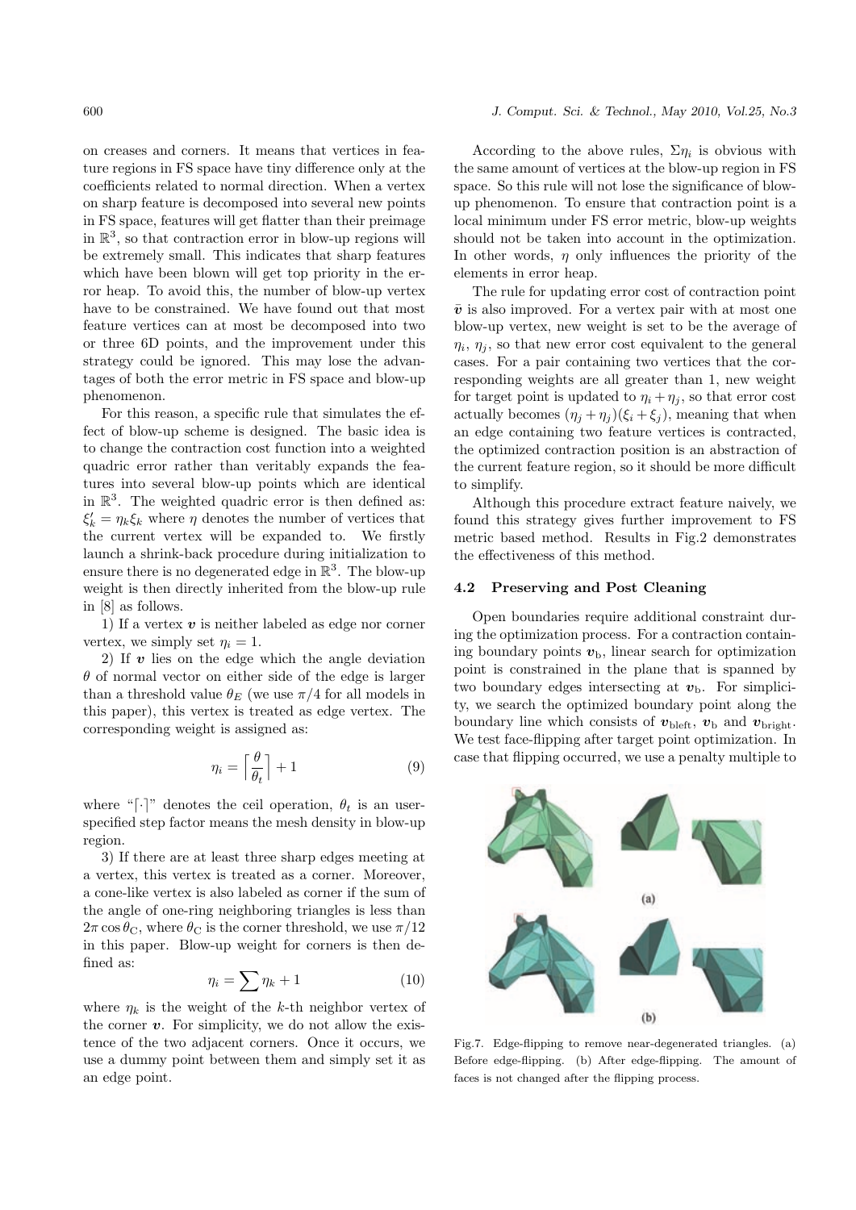on creases and corners. It means that vertices in feature regions in FS space have tiny difference only at the coefficients related to normal direction. When a vertex on sharp feature is decomposed into several new points in FS space, features will get flatter than their preimage in $\mathbb{R}^3$, so that contraction error in blow-up regions will be extremely small. This indicates that sharp features which have been blown will get top priority in the error heap. To avoid this, the number of blow-up vertex have to be constrained. We have found out that most feature vertices can at most be decomposed into two or three 6D points, and the improvement under this strategy could be ignored. This may lose the advantages of both the error metric in FS space and blow-up phenomenon.

For this reason, a specific rule that simulates the effect of blow-up scheme is designed. The basic idea is to change the contraction cost function into a weighted quadric error rather than veritably expands the features into several blow-up points which are identical in $\mathbb{R}^3$. The weighted quadric error is then defined as: $\xi'_k = \eta_k \xi_k$ where $\eta$ denotes the number of vertices that the current vertex will be expanded to. We firstly launch a shrink-back procedure during initialization to ensure there is no degenerated edge in $\mathbb{R}^3$. The blow-up weight is then directly inherited from the blow-up rule in [8] as follows.

1) If a vertex $\boldsymbol{v}$ is neither labeled as edge nor corner vertex, we simply set $\eta_i = 1$.

2) If $\boldsymbol{v}$ lies on the edge which the angle deviation $\theta$ of normal vector on either side of the edge is larger than a threshold value $\theta_E$ (we use $\pi/4$ for all models in this paper), this vertex is treated as edge vertex. The corresponding weight is assigned as:

$$\eta_i = \left\lceil \frac{\theta}{\theta_t} \right\rceil + 1 \tag{9}$$

where "$\lceil\cdot\rceil$" denotes the ceil operation, $\theta_t$ is an user-specified step factor means the mesh density in blow-up region.

3) If there are at least three sharp edges meeting at a vertex, this vertex is treated as a corner. Moreover, a cone-like vertex is also labeled as corner if the sum of the angle of one-ring neighboring triangles is less than $2\pi \cos\theta_{\mathrm{C}}$, where $\theta_{\mathrm{C}}$ is the corner threshold, we use $\pi/12$ in this paper. Blow-up weight for corners is then defined as:

$$\eta_i = \sum \eta_k + 1 \tag{10}$$

where $\eta_k$ is the weight of the $k$-th neighbor vertex of the corner $\boldsymbol{v}$. For simplicity, we do not allow the existence of the two adjacent corners. Once it occurs, we use a dummy point between them and simply set it as an edge point.

According to the above rules, $\Sigma\eta_i$ is obvious with the same amount of vertices at the blow-up region in FS space. So this rule will not lose the significance of blow-up phenomenon. To ensure that contraction point is a local minimum under FS error metric, blow-up weights should not be taken into account in the optimization. In other words, $\eta$ only influences the priority of the elements in error heap.

The rule for updating error cost of contraction point $\bar{\boldsymbol{v}}$ is also improved. For a vertex pair with at most one blow-up vertex, new weight is set to be the average of $\eta_i$, $\eta_j$, so that new error cost equivalent to the general cases. For a pair containing two vertices that the corresponding weights are all greater than 1, new weight for target point is updated to $\eta_i + \eta_j$, so that error cost actually becomes $(\eta_j + \eta_j)(\xi_i + \xi_j)$, meaning that when an edge containing two feature vertices is contracted, the optimized contraction position is an abstraction of the current feature region, so it should be more difficult to simplify.

Although this procedure extract feature naively, we found this strategy gives further improvement to FS metric based method. Results in Fig.2 demonstrates the effectiveness of this method.

### 4.2 Preserving and Post Cleaning

Open boundaries require additional constraint during the optimization process. For a contraction containing boundary points $\boldsymbol{v}_{\mathrm{b}}$, linear search for optimization point is constrained in the plane that is spanned by two boundary edges intersecting at $\boldsymbol{v}_{\mathrm{b}}$. For simplicity, we search the optimized boundary point along the boundary line which consists of $\boldsymbol{v}_{\mathrm{bleft}}$, $\boldsymbol{v}_{\mathrm{b}}$ and $\boldsymbol{v}_{\mathrm{bright}}$. We test face-flipping after target point optimization. In case that flipping occurred, we use a penalty multiple to

Fig.7. Edge-flipping to remove near-degenerated triangles. (a) Before edge-flipping. (b) After edge-flipping. The amount of faces is not changed after the flipping process.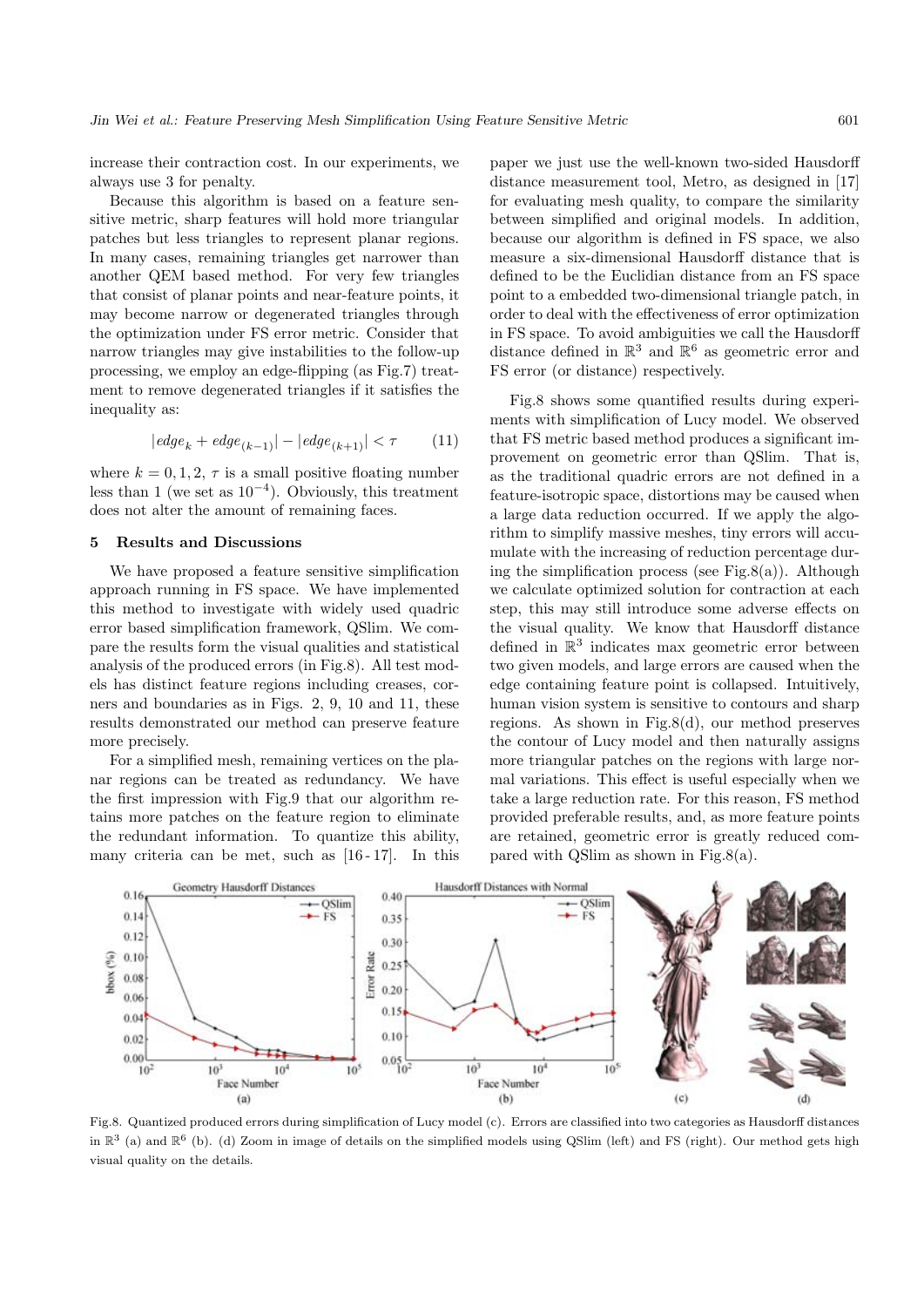increase their contraction cost. In our experiments, we always use 3 for penalty.

Because this algorithm is based on a feature sensitive metric, sharp features will hold more triangular patches but less triangles to represent planar regions. In many cases, remaining triangles get narrower than another QEM based method. For very few triangles that consist of planar points and near-feature points, it may become narrow or degenerated triangles through the optimization under FS error metric. Consider that narrow triangles may give instabilities to the follow-up processing, we employ an edge-flipping (as Fig.7) treatment to remove degenerated triangles if it satisfies the inequality as:

$$|edge_k + edge_{(k-1)}| - |edge_{(k+1)}| < \tau \qquad (11)$$

where $k = 0, 1, 2$, $\tau$ is a small positive floating number less than 1 (we set as $10^{-4}$). Obviously, this treatment does not alter the amount of remaining faces.

## 5 Results and Discussions

We have proposed a feature sensitive simplification approach running in FS space. We have implemented this method to investigate with widely used quadric error based simplification framework, QSlim. We compare the results form the visual qualities and statistical analysis of the produced errors (in Fig.8). All test models has distinct feature regions including creases, corners and boundaries as in Figs. 2, 9, 10 and 11, these results demonstrated our method can preserve feature more precisely.

For a simplified mesh, remaining vertices on the planar regions can be treated as redundancy. We have the first impression with Fig.9 that our algorithm retains more patches on the feature region to eliminate the redundant information. To quantize this ability, many criteria can be met, such as [16-17]. In this paper we just use the well-known two-sided Hausdorff distance measurement tool, Metro, as designed in [17] for evaluating mesh quality, to compare the similarity between simplified and original models. In addition, because our algorithm is defined in FS space, we also measure a six-dimensional Hausdorff distance that is defined to be the Euclidian distance from an FS space point to a embedded two-dimensional triangle patch, in order to deal with the effectiveness of error optimization in FS space. To avoid ambiguities we call the Hausdorff distance defined in $\mathbb{R}^3$ and $\mathbb{R}^6$ as geometric error and FS error (or distance) respectively.

Fig.8 shows some quantified results during experiments with simplification of Lucy model. We observed that FS metric based method produces a significant improvement on geometric error than QSlim. That is, as the traditional quadric errors are not defined in a feature-isotropic space, distortions may be caused when a large data reduction occurred. If we apply the algorithm to simplify massive meshes, tiny errors will accumulate with the increasing of reduction percentage during the simplification process (see Fig.8(a)). Although we calculate optimized solution for contraction at each step, this may still introduce some adverse effects on the visual quality. We know that Hausdorff distance defined in $\mathbb{R}^3$ indicates max geometric error between two given models, and large errors are caused when the edge containing feature point is collapsed. Intuitively, human vision system is sensitive to contours and sharp regions. As shown in Fig.8(d), our method preserves the contour of Lucy model and then naturally assigns more triangular patches on the regions with large normal variations. This effect is useful especially when we take a large reduction rate. For this reason, FS method provided preferable results, and, as more feature points are retained, geometric error is greatly reduced compared with QSlim as shown in Fig.8(a).

Fig.8. Quantized produced errors during simplification of Lucy model (c). Errors are classified into two categories as Hausdorff distances in $\mathbb{R}^3$ (a) and $\mathbb{R}^6$ (b). (d) Zoom in image of details on the simplified models using QSlim (left) and FS (right). Our method gets high visual quality on the details.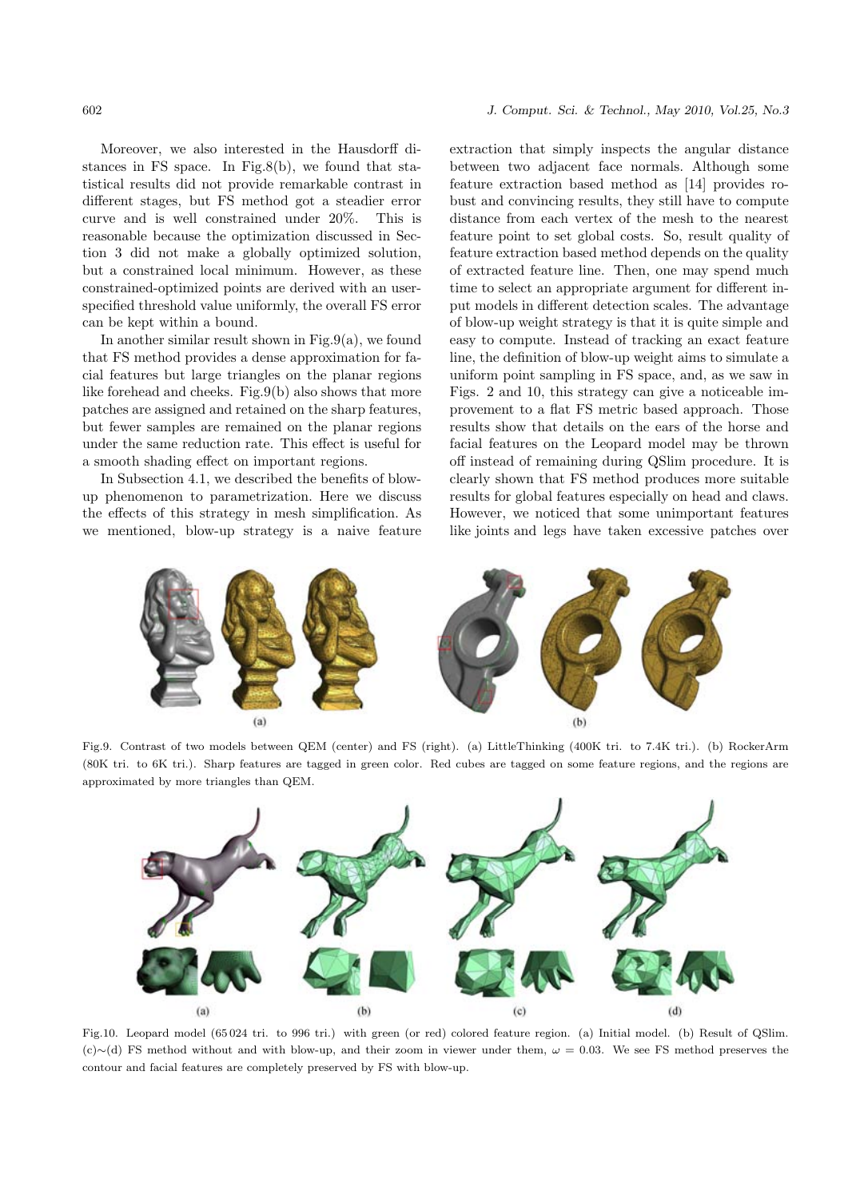Moreover, we also interested in the Hausdorff distances in FS space. In Fig.8(b), we found that statistical results did not provide remarkable contrast in different stages, but FS method got a steadier error curve and is well constrained under 20%. This is reasonable because the optimization discussed in Section 3 did not make a globally optimized solution, but a constrained local minimum. However, as these constrained-optimized points are derived with an user-specified threshold value uniformly, the overall FS error can be kept within a bound.

In another similar result shown in Fig.9(a), we found that FS method provides a dense approximation for facial features but large triangles on the planar regions like forehead and cheeks. Fig.9(b) also shows that more patches are assigned and retained on the sharp features, but fewer samples are remained on the planar regions under the same reduction rate. This effect is useful for a smooth shading effect on important regions.

In Subsection 4.1, we described the benefits of blow-up phenomenon to parametrization. Here we discuss the effects of this strategy in mesh simplification. As we mentioned, blow-up strategy is a naive feature extraction that simply inspects the angular distance between two adjacent face normals. Although some feature extraction based method as [14] provides robust and convincing results, they still have to compute distance from each vertex of the mesh to the nearest feature point to set global costs. So, result quality of feature extraction based method depends on the quality of extracted feature line. Then, one may spend much time to select an appropriate argument for different input models in different detection scales. The advantage of blow-up weight strategy is that it is quite simple and easy to compute. Instead of tracking an exact feature line, the definition of blow-up weight aims to simulate a uniform point sampling in FS space, and, as we saw in Figs. 2 and 10, this strategy can give a noticeable improvement to a flat FS metric based approach. Those results show that details on the ears of the horse and facial features on the Leopard model may be thrown off instead of remaining during QSlim procedure. It is clearly shown that FS method produces more suitable results for global features especially on head and claws. However, we noticed that some unimportant features like joints and legs have taken excessive patches over

Fig.9. Contrast of two models between QEM (center) and FS (right). (a) LittleThinking (400K tri. to 7.4K tri.). (b) RockerArm (80K tri. to 6K tri.). Sharp features are tagged in green color. Red cubes are tagged on some feature regions, and the regions are approximated by more triangles than QEM.

Fig.10. Leopard model (65 024 tri. to 996 tri.) with green (or red) colored feature region. (a) Initial model. (b) Result of QSlim. (c)∼(d) FS method without and with blow-up, and their zoom in viewer under them, $\omega = 0.03$. We see FS method preserves the contour and facial features are completely preserved by FS with blow-up.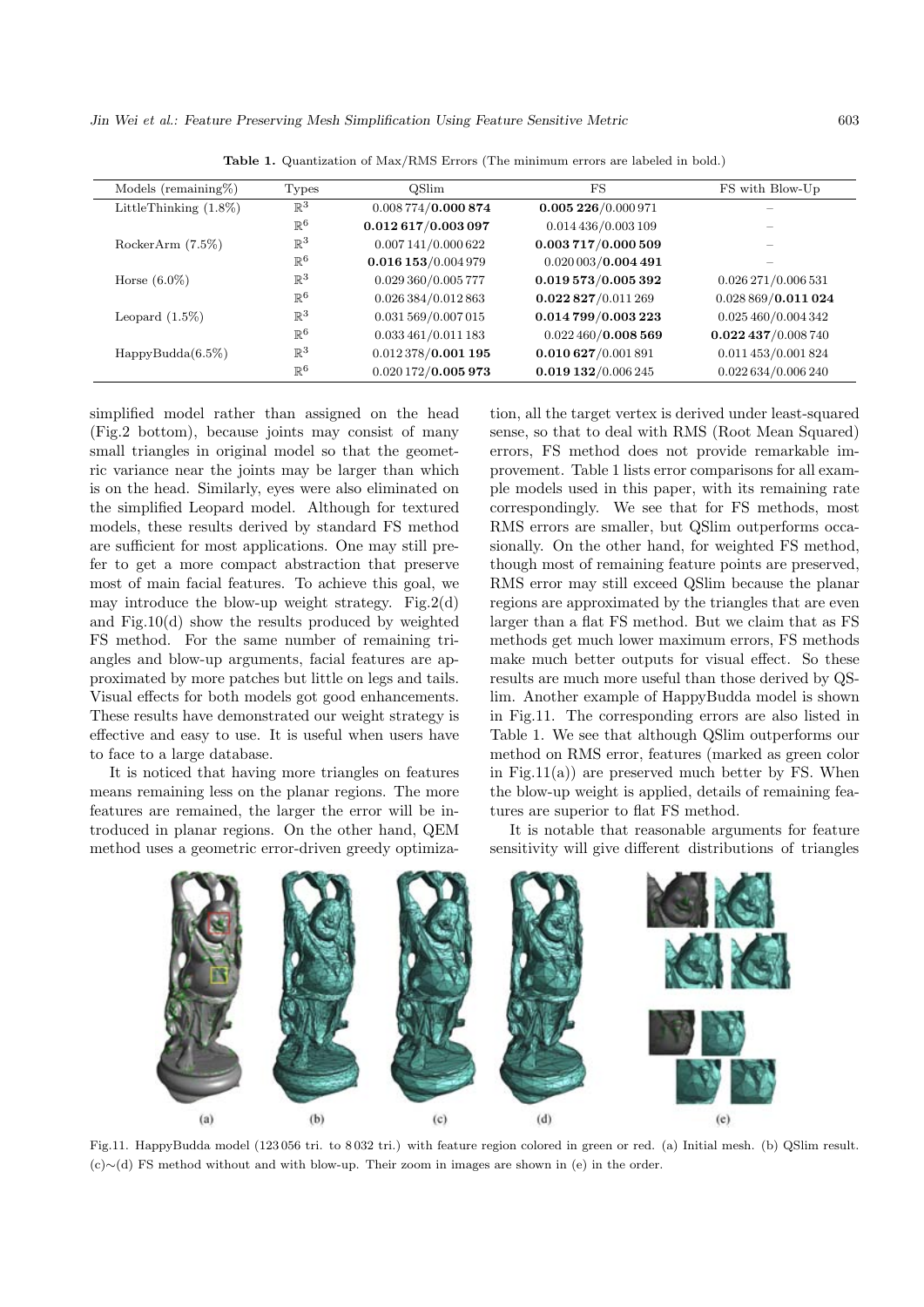**Table 1.** Quantization of Max/RMS Errors (The minimum errors are labeled in bold.)

| Models (remaining%) | Types | QSlim | FS | FS with Blow-Up |
|---|---|---|---|---|
| LittleThinking (1.8%) | $\mathbb{R}^3$ | 0.008 774/**0.000 874** | **0.005 226**/0.000 971 | – |
| | $\mathbb{R}^6$ | **0.012 617/0.003 097** | 0.014 436/0.003 109 | – |
| RockerArm (7.5%) | $\mathbb{R}^3$ | 0.007 141/0.000 622 | **0.003 717/0.000 509** | – |
| | $\mathbb{R}^6$ | **0.016 153**/0.004 979 | 0.020 003/**0.004 491** | – |
| Horse (6.0%) | $\mathbb{R}^3$ | 0.029 360/0.005 777 | **0.019 573/0.005 392** | 0.026 271/0.006 531 |
| | $\mathbb{R}^6$ | 0.026 384/0.012 863 | **0.022 827**/0.011 269 | 0.028 869/**0.011 024** |
| Leopard (1.5%) | $\mathbb{R}^3$ | 0.031 569/0.007 015 | **0.014 799/0.003 223** | 0.025 460/0.004 342 |
| | $\mathbb{R}^6$ | 0.033 461/0.011 183 | 0.022 460/**0.008 569** | **0.022 437**/0.008 740 |
| HappyBudda(6.5%) | $\mathbb{R}^3$ | 0.012 378/**0.001 195** | **0.010 627**/0.001 891 | 0.011 453/0.001 824 |
| | $\mathbb{R}^6$ | 0.020 172/**0.005 973** | **0.019 132**/0.006 245 | 0.022 634/0.006 240 |

simplified model rather than assigned on the head (Fig.2 bottom), because joints may consist of many small triangles in original model so that the geometric variance near the joints may be larger than which is on the head. Similarly, eyes were also eliminated on the simplified Leopard model. Although for textured models, these results derived by standard FS method are sufficient for most applications. One may still prefer to get a more compact abstraction that preserve most of main facial features. To achieve this goal, we may introduce the blow-up weight strategy. Fig.2(d) and Fig.10(d) show the results produced by weighted FS method. For the same number of remaining triangles and blow-up arguments, facial features are approximated by more patches but little on legs and tails. Visual effects for both models got good enhancements. These results have demonstrated our weight strategy is effective and easy to use. It is useful when users have to face to a large database.

It is noticed that having more triangles on features means remaining less on the planar regions. The more features are remained, the larger the error will be introduced in planar regions. On the other hand, QEM method uses a geometric error-driven greedy optimization, all the target vertex is derived under least-squared sense, so that to deal with RMS (Root Mean Squared) errors, FS method does not provide remarkable improvement. Table 1 lists error comparisons for all example models used in this paper, with its remaining rate correspondingly. We see that for FS methods, most RMS errors are smaller, but QSlim outperforms occasionally. On the other hand, for weighted FS method, though most of remaining feature points are preserved, RMS error may still exceed QSlim because the planar regions are approximated by the triangles that are even larger than a flat FS method. But we claim that as FS methods get much lower maximum errors, FS methods make much better outputs for visual effect. So these results are much more useful than those derived by QSlim. Another example of HappyBudda model is shown in Fig.11. The corresponding errors are also listed in Table 1. We see that although QSlim outperforms our method on RMS error, features (marked as green color in Fig.11(a)) are preserved much better by FS. When the blow-up weight is applied, details of remaining features are superior to flat FS method.

It is notable that reasonable arguments for feature sensitivity will give different distributions of triangles

Fig.11. HappyBudda model (123 056 tri. to 8 032 tri.) with feature region colored in green or red. (a) Initial mesh. (b) QSlim result. (c)∼(d) FS method without and with blow-up. Their zoom in images are shown in (e) in the order.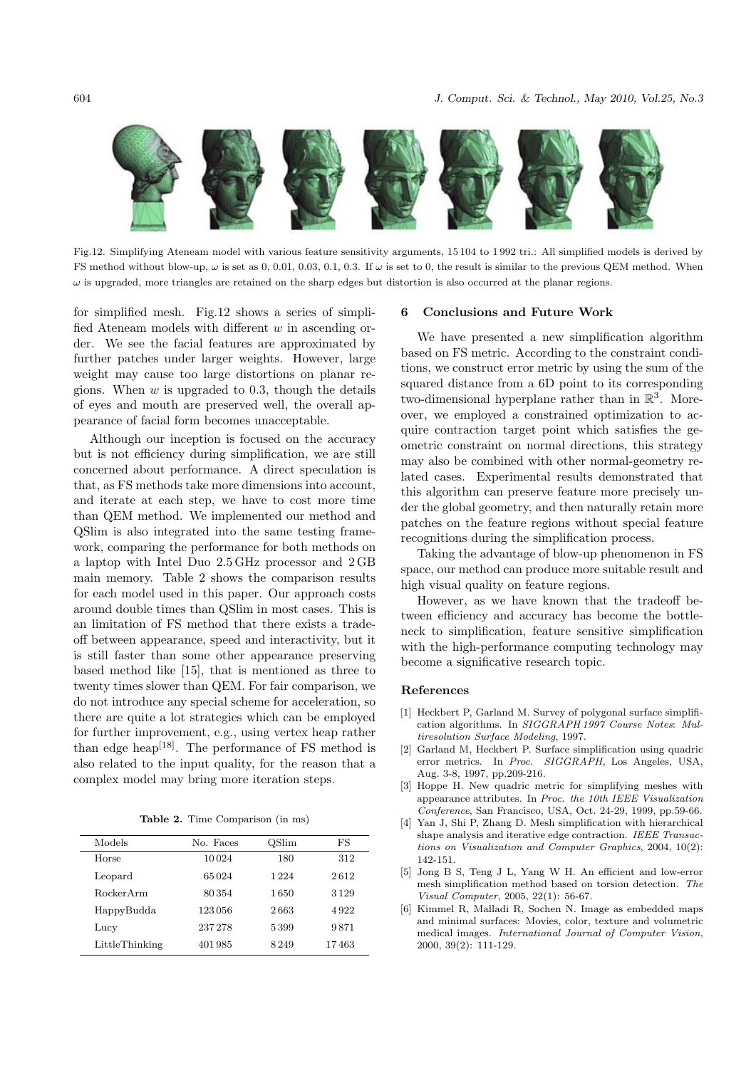Fig.12. Simplifying Ateneam model with various feature sensitivity arguments, 15 104 to 1 992 tri.: All simplified models is derived by FS method without blow-up, $\omega$ is set as 0, 0.01, 0.03, 0.1, 0.3. If $\omega$ is set to 0, the result is similar to the previous QEM method. When $\omega$ is upgraded, more triangles are retained on the sharp edges but distortion is also occurred at the planar regions.

for simplified mesh. Fig.12 shows a series of simplified Ateneam models with different $w$ in ascending order. We see the facial features are approximated by further patches under larger weights. However, large weight may cause too large distortions on planar regions. When $w$ is upgraded to 0.3, though the details of eyes and mouth are preserved well, the overall appearance of facial form becomes unacceptable.

Although our inception is focused on the accuracy but is not efficiency during simplification, we are still concerned about performance. A direct speculation is that, as FS methods take more dimensions into account, and iterate at each step, we have to cost more time than QEM method. We implemented our method and QSlim is also integrated into the same testing framework, comparing the performance for both methods on a laptop with Intel Duo 2.5 GHz processor and 2 GB main memory. Table 2 shows the comparison results for each model used in this paper. Our approach costs around double times than QSlim in most cases. This is an limitation of FS method that there exists a tradeoff between appearance, speed and interactivity, but it is still faster than some other appearance preserving based method like [15], that is mentioned as three to twenty times slower than QEM. For fair comparison, we do not introduce any special scheme for acceleration, so there are quite a lot strategies which can be employed for further improvement, e.g., using vertex heap rather than edge heap[18]. The performance of FS method is also related to the input quality, for the reason that a complex model may bring more iteration steps.

**Table 2.** Time Comparison (in ms)

| Models | No. Faces | QSlim | FS |
|---|---|---|---|
| Horse | 10 024 | 180 | 312 |
| Leopard | 65 024 | 1 224 | 2 612 |
| RockerArm | 80 354 | 1 650 | 3 129 |
| HappyBudda | 123 056 | 2 663 | 4 922 |
| Lucy | 237 278 | 5 399 | 9 871 |
| LittleThinking | 401 985 | 8 249 | 17 463 |

## 6 Conclusions and Future Work

We have presented a new simplification algorithm based on FS metric. According to the constraint conditions, we construct error metric by using the sum of the squared distance from a 6D point to its corresponding two-dimensional hyperplane rather than in $\mathbb{R}^3$. Moreover, we employed a constrained optimization to acquire contraction target point which satisfies the geometric constraint on normal directions, this strategy may also be combined with other normal-geometry related cases. Experimental results demonstrated that this algorithm can preserve feature more precisely under the global geometry, and then naturally retain more patches on the feature regions without special feature recognitions during the simplification process.

Taking the advantage of blow-up phenomenon in FS space, our method can produce more suitable result and high visual quality on feature regions.

However, as we have known that the tradeoff between efficiency and accuracy has become the bottleneck to simplification, feature sensitive simplification with the high-performance computing technology may become a significative research topic.

## References

[1] Heckbert P, Garland M. Survey of polygonal surface simplification algorithms. In *SIGGRAPH 1997 Course Notes*: *Multiresolution Surface Modeling*, 1997.

[2] Garland M, Heckbert P. Surface simplification using quadric error metrics. In *Proc. SIGGRAPH*, Los Angeles, USA, Aug. 3-8, 1997, pp.209-216.

[3] Hoppe H. New quadric metric for simplifying meshes with appearance attributes. In *Proc. the 10th IEEE Visualization Conference*, San Francisco, USA, Oct. 24-29, 1999, pp.59-66.

[4] Yan J, Shi P, Zhang D. Mesh simplification with hierarchical shape analysis and iterative edge contraction. *IEEE Transactions on Visualization and Computer Graphics*, 2004, 10(2): 142-151.

[5] Jong B S, Teng J L, Yang W H. An efficient and low-error mesh simplification method based on torsion detection. *The Visual Computer*, 2005, 22(1): 56-67.

[6] Kimmel R, Malladi R, Sochen N. Image as embedded maps and minimal surfaces: Movies, color, texture and volumetric medical images. *International Journal of Computer Vision*, 2000, 39(2): 111-129.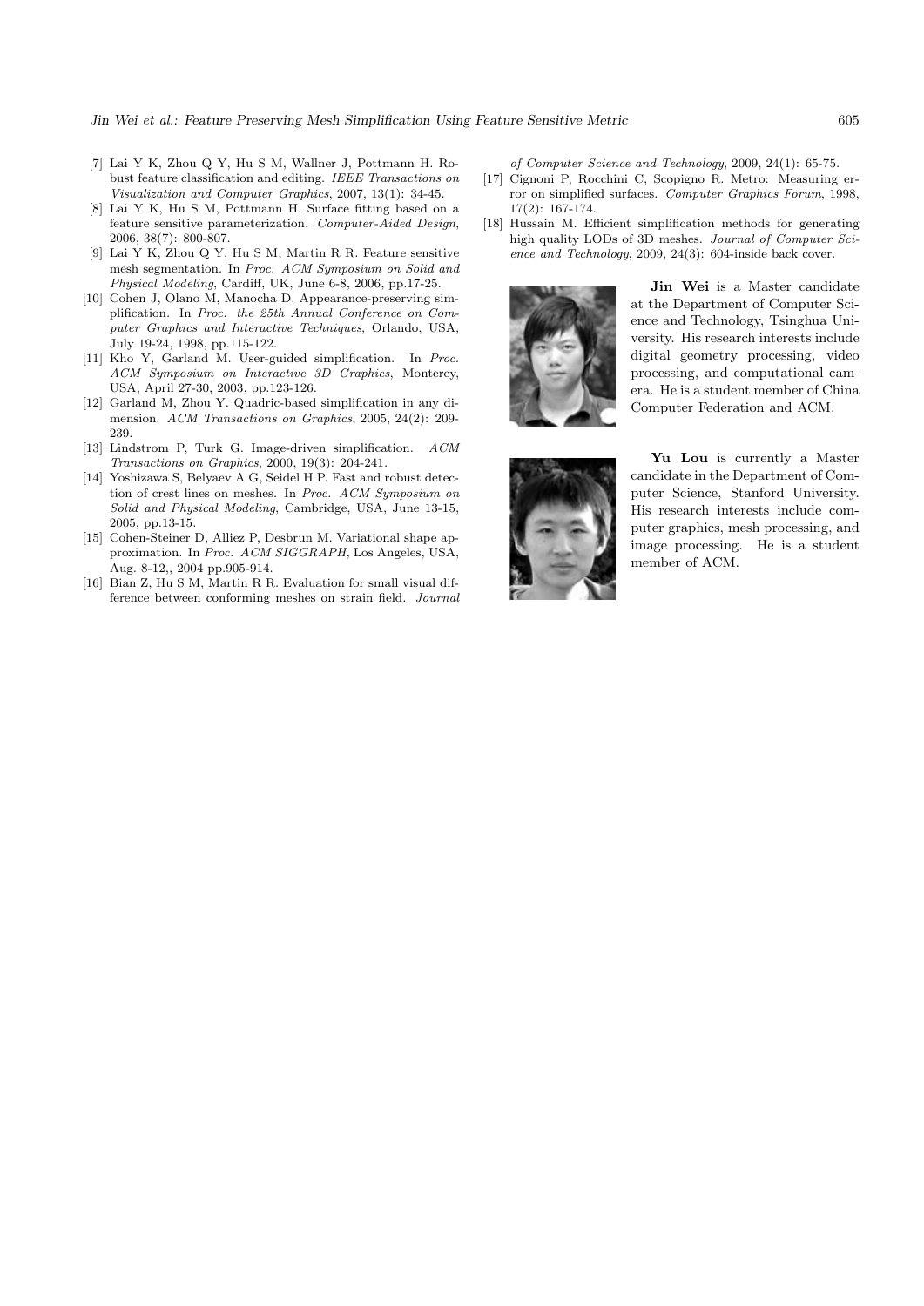[7] Lai Y K, Zhou Q Y, Hu S M, Wallner J, Pottmann H. Robust feature classification and editing. *IEEE Transactions on Visualization and Computer Graphics*, 2007, 13(1): 34-45.

[8] Lai Y K, Hu S M, Pottmann H. Surface fitting based on a feature sensitive parameterization. *Computer-Aided Design*, 2006, 38(7): 800-807.

[9] Lai Y K, Zhou Q Y, Hu S M, Martin R R. Feature sensitive mesh segmentation. In *Proc. ACM Symposium on Solid and Physical Modeling*, Cardiff, UK, June 6-8, 2006, pp.17-25.

[10] Cohen J, Olano M, Manocha D. Appearance-preserving simplification. In *Proc. the 25th Annual Conference on Computer Graphics and Interactive Techniques*, Orlando, USA, July 19-24, 1998, pp.115-122.

[11] Kho Y, Garland M. User-guided simplification. In *Proc. ACM Symposium on Interactive 3D Graphics*, Monterey, USA, April 27-30, 2003, pp.123-126.

[12] Garland M, Zhou Y. Quadric-based simplification in any dimension. *ACM Transactions on Graphics*, 2005, 24(2): 209-239.

[13] Lindstrom P, Turk G. Image-driven simplification. *ACM Transactions on Graphics*, 2000, 19(3): 204-241.

[14] Yoshizawa S, Belyaev A G, Seidel H P. Fast and robust detection of crest lines on meshes. In *Proc. ACM Symposium on Solid and Physical Modeling*, Cambridge, USA, June 13-15, 2005, pp.13-15.

[15] Cohen-Steiner D, Alliez P, Desbrun M. Variational shape approximation. In *Proc. ACM SIGGRAPH*, Los Angeles, USA, Aug. 8-12,, 2004 pp.905-914.

[16] Bian Z, Hu S M, Martin R R. Evaluation for small visual difference between conforming meshes on strain field. *Journal of Computer Science and Technology*, 2009, 24(1): 65-75.

[17] Cignoni P, Rocchini C, Scopigno R. Metro: Measuring error on simplified surfaces. *Computer Graphics Forum*, 1998, 17(2): 167-174.

[18] Hussain M. Efficient simplification methods for generating high quality LODs of 3D meshes. *Journal of Computer Science and Technology*, 2009, 24(3): 604-inside back cover.

**Jin Wei** is a Master candidate at the Department of Computer Science and Technology, Tsinghua University. His research interests include digital geometry processing, video processing, and computational camera. He is a student member of China Computer Federation and ACM.

**Yu Lou** is currently a Master candidate in the Department of Computer Science, Stanford University. His research interests include computer graphics, mesh processing, and image processing. He is a student member of ACM.